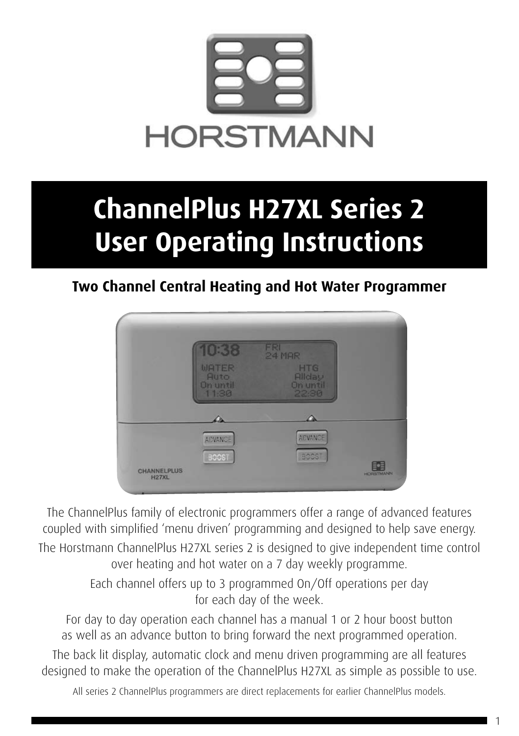HORSTMANN

# ChannelPlus H27XL Series 2 User Operating Instructions

## Two Channel Central Heating and Hot Water Programmer

The ChannelPlus family of electronic programmers offer a range of advanced features coupled with simplified 'menu driven' programming and designed to help save energy.

The Horstmann ChannelPlus H27XL series 2 is designed to give independent time control over heating and hot water on a 7 day weekly programme.

Each channel offers up to 3 programmed On/Off operations per day for each day of the week.

For day to day operation each channel has a manual 1 or 2 hour boost button as well as an advance button to bring forward the next programmed operation.

The back lit display, automatic clock and menu driven programming are all features designed to make the operation of the ChannelPlus H27XL as simple as possible to use.

All series 2 ChannelPlus programmers are direct replacements for earlier ChannelPlus models.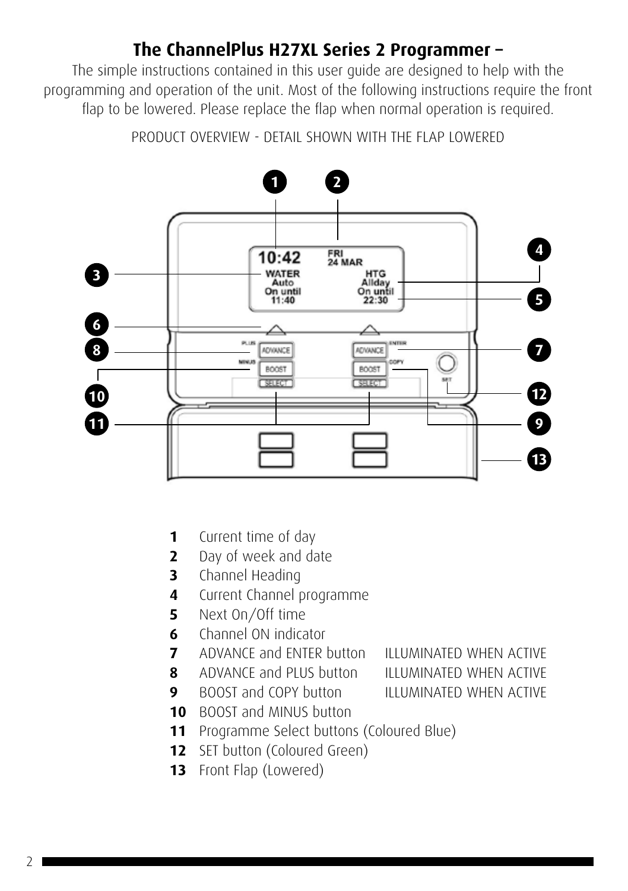## The ChannelPlus H27XL Series 2 Programmer –

The simple instructions contained in this user guide are designed to help with the programming and operation of the unit. Most of the following instructions require the front flap to be lowered. Please replace the flap when normal operation is required.

PRODUCT OVERVIEW - DETAIL SHOWN WITH THE FLAP LOWERED

| | | |
|---|---|---|
| **1** | Current time of day | |
| **2** | Day of week and date | |
| **3** | Channel Heading | |
| **4** | Current Channel programme | |
| **5** | Next On/Off time | |
| **6** | Channel ON indicator | |
| **7** | ADVANCE and ENTER button | ILLUMINATED WHEN ACTIVE |
| **8** | ADVANCE and PLUS button | ILLUMINATED WHEN ACTIVE |
| **9** | BOOST and COPY button | ILLUMINATED WHEN ACTIVE |
| **10** | BOOST and MINUS button | |
| **11** | Programme Select buttons (Coloured Blue) | |
| **12** | SET button (Coloured Green) | |
| **13** | Front Flap (Lowered) | |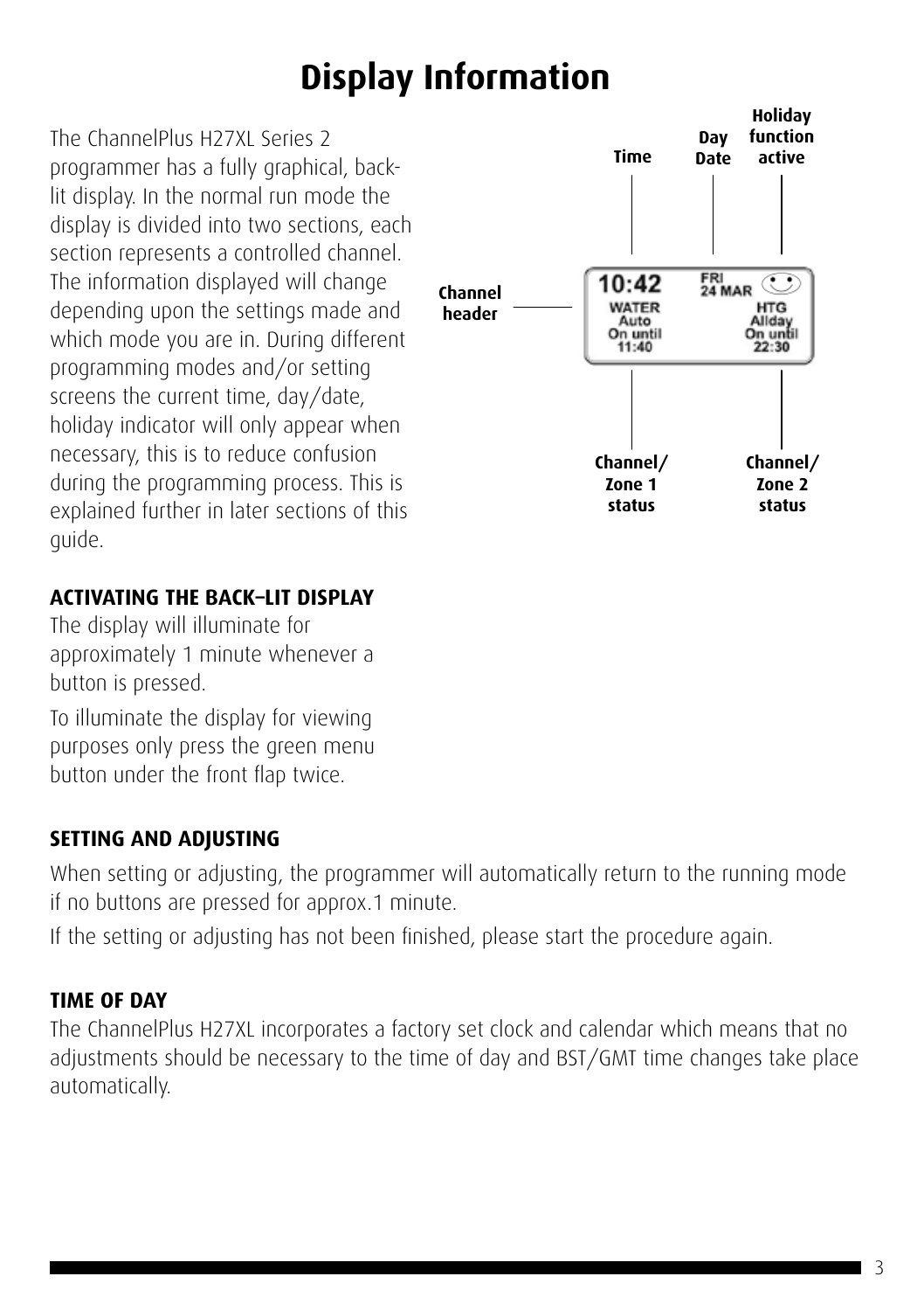# Display Information

The ChannelPlus H27XL Series 2 programmer has a fully graphical, back-lit display. In the normal run mode the display is divided into two sections, each section represents a controlled channel. The information displayed will change depending upon the settings made and which mode you are in. During different programming modes and/or setting screens the current time, day/date, holiday indicator will only appear when necessary, this is to reduce confusion during the programming process. This is explained further in later sections of this guide.

Time | Day Date | Holiday function active | Channel header | Channel/ Zone 1 status | Channel/ Zone 2 status

10:42 FRI 24 MAR
WATER Auto On until 11:40
HTG Allday On until 22:30

**ACTIVATING THE BACK–LIT DISPLAY**

The display will illuminate for approximately 1 minute whenever a button is pressed.

To illuminate the display for viewing purposes only press the green menu button under the front flap twice.

**SETTING AND ADJUSTING**

When setting or adjusting, the programmer will automatically return to the running mode if no buttons are pressed for approx.1 minute.

If the setting or adjusting has not been finished, please start the procedure again.

**TIME OF DAY**

The ChannelPlus H27XL incorporates a factory set clock and calendar which means that no adjustments should be necessary to the time of day and BST/GMT time changes take place automatically.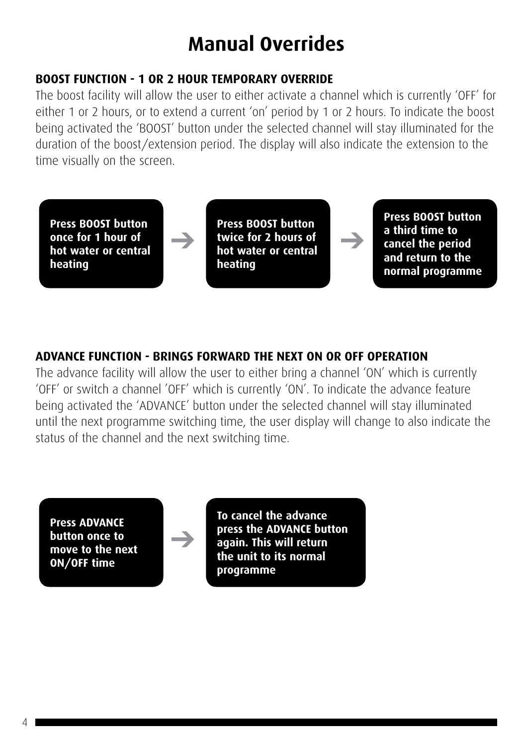# Manual Overrides

## BOOST FUNCTION - 1 OR 2 HOUR TEMPORARY OVERRIDE

The boost facility will allow the user to either activate a channel which is currently 'OFF' for either 1 or 2 hours, or to extend a current 'on' period by 1 or 2 hours. To indicate the boost being activated the 'BOOST' button under the selected channel will stay illuminated for the duration of the boost/extension period. The display will also indicate the extension to the time visually on the screen.

**Press BOOST button once for 1 hour of hot water or central heating** → **Press BOOST button twice for 2 hours of hot water or central heating** → **Press BOOST button a third time to cancel the period and return to the normal programme**

## ADVANCE FUNCTION - BRINGS FORWARD THE NEXT ON OR OFF OPERATION

The advance facility will allow the user to either bring a channel 'ON' which is currently 'OFF' or switch a channel 'OFF' which is currently 'ON'. To indicate the advance feature being activated the 'ADVANCE' button under the selected channel will stay illuminated until the next programme switching time, the user display will change to also indicate the status of the channel and the next switching time.

**Press ADVANCE button once to move to the next ON/OFF time** → **To cancel the advance press the ADVANCE button again. This will return the unit to its normal programme**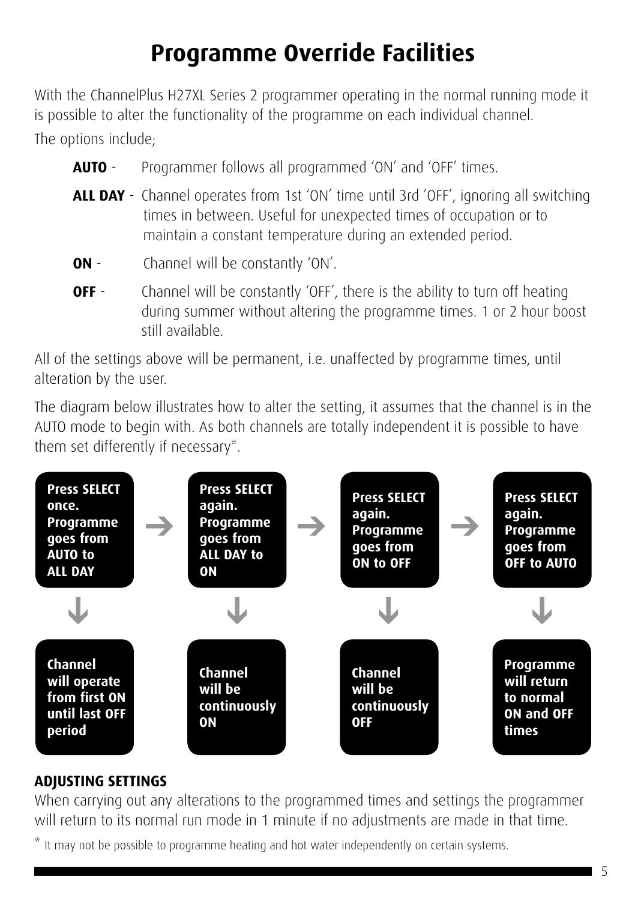# Programme Override Facilities

With the ChannelPlus H27XL Series 2 programmer operating in the normal running mode it is possible to alter the functionality of the programme on each individual channel.

The options include;

**AUTO** - Programmer follows all programmed 'ON' and 'OFF' times.

**ALL DAY** - Channel operates from 1st 'ON' time until 3rd 'OFF', ignoring all switching times in between. Useful for unexpected times of occupation or to maintain a constant temperature during an extended period.

**ON** - Channel will be constantly 'ON'.

**OFF** - Channel will be constantly 'OFF', there is the ability to turn off heating during summer without altering the programme times. 1 or 2 hour boost still available.

All of the settings above will be permanent, i.e. unaffected by programme times, until alteration by the user.

The diagram below illustrates how to alter the setting, it assumes that the channel is in the AUTO mode to begin with. As both channels are totally independent it is possible to have them set differently if necessary*.

| Press SELECT once. Programme goes from AUTO to ALL DAY | → | Press SELECT again. Programme goes from ALL DAY to ON | → | Press SELECT again. Programme goes from ON to OFF | → | Press SELECT again. Programme goes from OFF to AUTO |
|---|---|---|---|---|---|---|
| ↓ | | ↓ | | ↓ | | ↓ |
| Channel will operate from first ON until last OFF period | | Channel will be continuously ON | | Channel will be continuously OFF | | Programme will return to normal ON and OFF times |

**ADJUSTING SETTINGS**

When carrying out any alterations to the programmed times and settings the programmer will return to its normal run mode in 1 minute if no adjustments are made in that time.

* It may not be possible to programme heating and hot water independently on certain systems.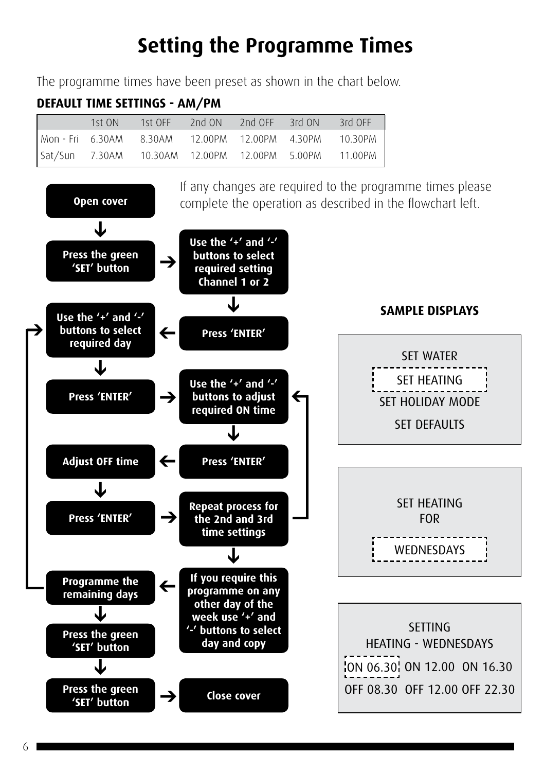# Setting the Programme Times

The programme times have been preset as shown in the chart below.

**DEFAULT TIME SETTINGS - AM/PM**

| | 1st ON | 1st OFF | 2nd ON | 2nd OFF | 3rd ON | 3rd OFF |
|---|---|---|---|---|---|---|
| Mon - Fri | 6.30AM | 8.30AM | 12.00PM | 12.00PM | 4.30PM | 10.30PM |
| Sat/Sun | 7.30AM | 10.30AM | 12.00PM | 12.00PM | 5.00PM | 11.00PM |

If any changes are required to the programme times please complete the operation as described in the flowchart left.

1. **Open cover**
2. **Press the green 'SET' button**
3. **Use the '+' and '-' buttons to select required setting Channel 1 or 2**
4. **Press 'ENTER'**
5. **Use the '+' and '-' buttons to select required day**
6. **Press 'ENTER'**
7. **Use the '+' and '-' buttons to adjust required ON time**
8. **Press 'ENTER'**
9. **Adjust OFF time**
10. **Press 'ENTER'**
11. **Repeat process for the 2nd and 3rd time settings** (return to step 7)
12. **If you require this programme on any other day of the week use '+' and '-' buttons to select day and copy**
13. **Programme the remaining days** (return to step 5)
14. **Press the green 'SET' button**
15. **Press the green 'SET' button**
16. **Close cover**

**SAMPLE DISPLAYS**

```
SET WATER
SET HEATING
SET HOLIDAY MODE
SET DEFAULTS
```

```
SET HEATING
FOR

WEDNESDAYS
```

```
SETTING
HEATING - WEDNESDAYS
ON 06.30  ON 12.00  ON 16.30
OFF 08.30  OFF 12.00 OFF 22.30
```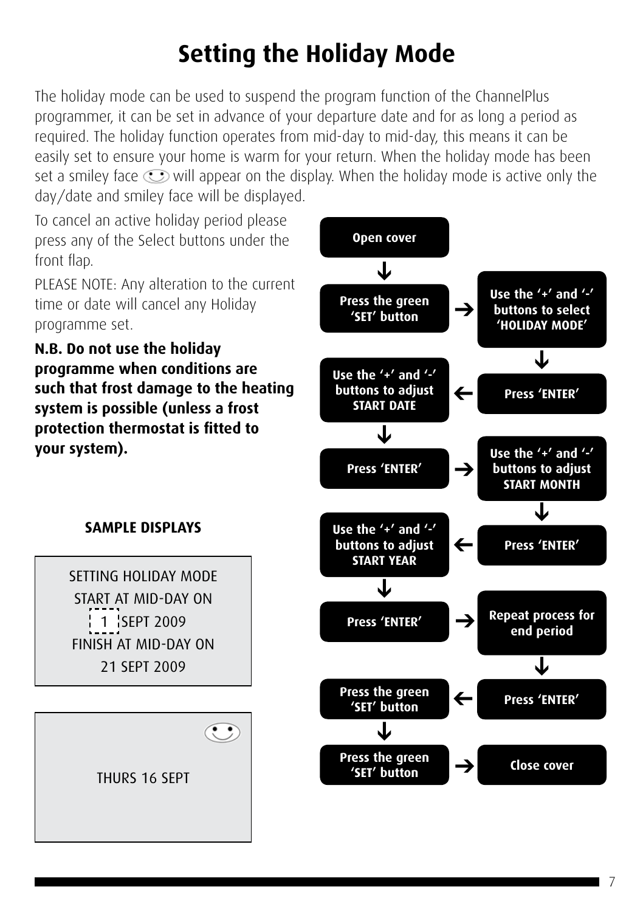# Setting the Holiday Mode

The holiday mode can be used to suspend the program function of the ChannelPlus programmer, it can be set in advance of your departure date and for as long a period as required. The holiday function operates from mid-day to mid-day, this means it can be easily set to ensure your home is warm for your return. When the holiday mode has been set a smiley face ☺ will appear on the display. When the holiday mode is active only the day/date and smiley face will be displayed.

To cancel an active holiday period please press any of the Select buttons under the front flap.

PLEASE NOTE: Any alteration to the current time or date will cancel any Holiday programme set.

**N.B. Do not use the holiday programme when conditions are such that frost damage to the heating system is possible (unless a frost protection thermostat is fitted to your system).**

**SAMPLE DISPLAYS**

```
SETTING HOLIDAY MODE
START AT MID-DAY ON
1 SEPT 2009
FINISH AT MID-DAY ON
21 SEPT 2009
```

```
☺
THURS 16 SEPT
```

1. **Open cover**
2. **Press the green 'SET' button**
3. **Use the '+' and '-' buttons to select 'HOLIDAY MODE'**
4. **Press 'ENTER'**
5. **Use the '+' and '-' buttons to adjust START DATE**
6. **Press 'ENTER'**
7. **Use the '+' and '-' buttons to adjust START MONTH**
8. **Press 'ENTER'**
9. **Use the '+' and '-' buttons to adjust START YEAR**
10. **Press 'ENTER'**
11. **Repeat process for end period**
12. **Press 'ENTER'**
13. **Press the green 'SET' button**
14. **Press the green 'SET' button**
15. **Close cover**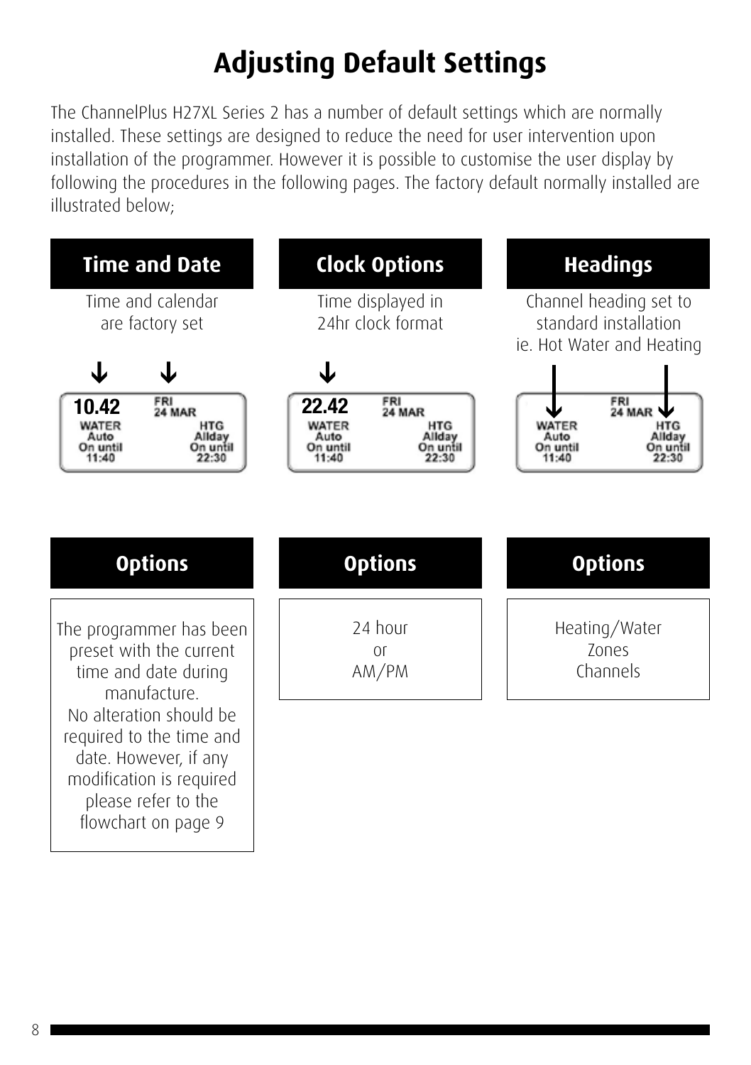# Adjusting Default Settings

The ChannelPlus H27XL Series 2 has a number of default settings which are normally installed. These settings are designed to reduce the need for user intervention upon installation of the programmer. However it is possible to customise the user display by following the procedures in the following pages. The factory default normally installed are illustrated below;

## Time and Date

Time and calendar are factory set

10.42 FRI 24 MAR
WATER Auto On until 11:40
HTG Allday On until 22:30

## Clock Options

Time displayed in 24hr clock format

22.42 FRI 24 MAR
WATER Auto On until 11:40
HTG Allday On until 22:30

## Headings

Channel heading set to standard installation ie. Hot Water and Heating

FRI 24 MAR
WATER Auto On until 11:40
HTG Allday On until 22:30

## Options

The programmer has been preset with the current time and date during manufacture.
No alteration should be required to the time and date. However, if any modification is required please refer to the flowchart on page 9

## Options

24 hour
or
AM/PM

## Options

Heating/Water
Zones
Channels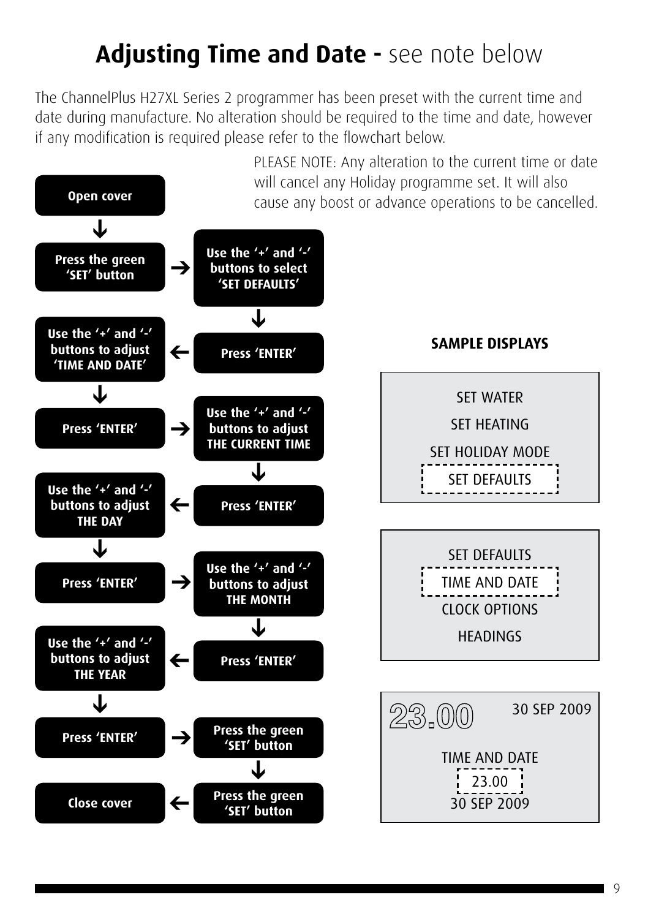# **Adjusting Time and Date -** see note below

The ChannelPlus H27XL Series 2 programmer has been preset with the current time and date during manufacture. No alteration should be required to the time and date, however if any modification is required please refer to the flowchart below.

PLEASE NOTE: Any alteration to the current time or date will cancel any Holiday programme set. It will also cause any boost or advance operations to be cancelled.

1. **Open cover**
2. **Press the green 'SET' button**
3. **Use the '+' and '-' buttons to select 'SET DEFAULTS'**
4. **Press 'ENTER'**
5. **Use the '+' and '-' buttons to adjust 'TIME AND DATE'**
6. **Press 'ENTER'**
7. **Use the '+' and '-' buttons to adjust THE CURRENT TIME**
8. **Press 'ENTER'**
9. **Use the '+' and '-' buttons to adjust THE DAY**
10. **Press 'ENTER'**
11. **Use the '+' and '-' buttons to adjust THE MONTH**
12. **Press 'ENTER'**
13. **Use the '+' and '-' buttons to adjust THE YEAR**
14. **Press 'ENTER'**
15. **Press the green 'SET' button**
16. **Press the green 'SET' button**
17. **Close cover**

**SAMPLE DISPLAYS**

```
SET WATER
SET HEATING
SET HOLIDAY MODE
[SET DEFAULTS]
```

```
SET DEFAULTS
[TIME AND DATE]
CLOCK OPTIONS
HEADINGS
```

```
23.00        30 SEP 2009

TIME AND DATE
[23.00]
30 SEP 2009
```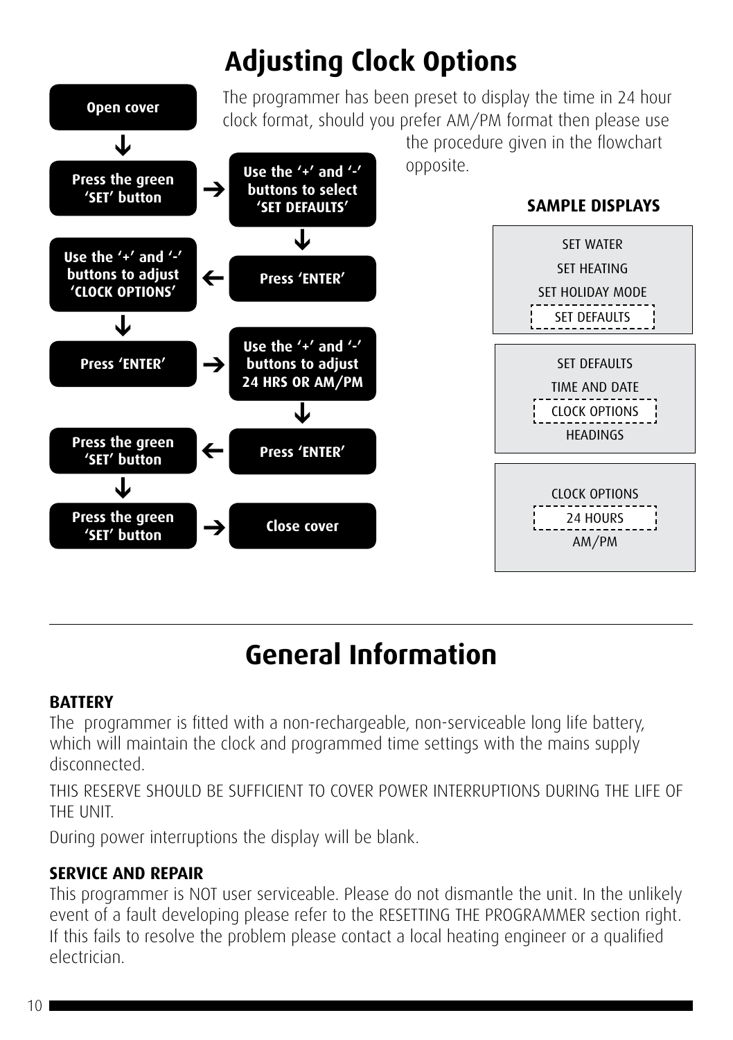# Adjusting Clock Options

The programmer has been preset to display the time in 24 hour clock format, should you prefer AM/PM format then please use the procedure given in the flowchart opposite.

1. **Open cover**
2. **Press the green 'SET' button**
3. **Use the '+' and '-' buttons to select 'SET DEFAULTS'**
4. **Press 'ENTER'**
5. **Use the '+' and '-' buttons to adjust 'CLOCK OPTIONS'**
6. **Press 'ENTER'**
7. **Use the '+' and '-' buttons to adjust 24 HRS OR AM/PM**
8. **Press 'ENTER'**
9. **Press the green 'SET' button**
10. **Press the green 'SET' button**
11. **Close cover**

**SAMPLE DISPLAYS**

SET WATER
SET HEATING
SET HOLIDAY MODE
[SET DEFAULTS]

SET DEFAULTS
TIME AND DATE
[CLOCK OPTIONS]
HEADINGS

CLOCK OPTIONS
[24 HOURS]
AM/PM

# General Information

**BATTERY**

The programmer is fitted with a non-rechargeable, non-serviceable long life battery, which will maintain the clock and programmed time settings with the mains supply disconnected.

THIS RESERVE SHOULD BE SUFFICIENT TO COVER POWER INTERRUPTIONS DURING THE LIFE OF THE UNIT.

During power interruptions the display will be blank.

**SERVICE AND REPAIR**

This programmer is NOT user serviceable. Please do not dismantle the unit. In the unlikely event of a fault developing please refer to the RESETTING THE PROGRAMMER section right. If this fails to resolve the problem please contact a local heating engineer or a qualified electrician.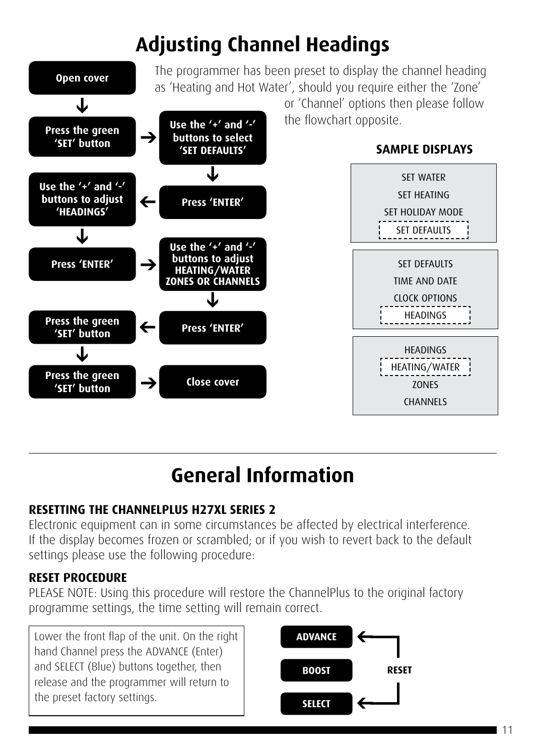# Adjusting Channel Headings

The programmer has been preset to display the channel heading as 'Heating and Hot Water', should you require either the 'Zone' or 'Channel' options then please follow the flowchart opposite.

**Open cover**

↓

**Press the green 'SET' button** → **Use the '+' and '-' buttons to select 'SET DEFAULTS'**

↓

**Press 'ENTER'** → **Use the '+' and '-' buttons to adjust 'HEADINGS'**

↓

**Press 'ENTER'** → **Use the '+' and '-' buttons to adjust HEATING/WATER ZONES OR CHANNELS**

↓

**Press 'ENTER'** → **Press the green 'SET' button**

↓

**Press the green 'SET' button** → **Close cover**

**SAMPLE DISPLAYS**

SET WATER
SET HEATING
SET HOLIDAY MODE
[SET DEFAULTS]

SET DEFAULTS
TIME AND DATE
CLOCK OPTIONS
[HEADINGS]

HEADINGS
[HEATING/WATER]
ZONES
CHANNELS

# General Information

**RESETTING THE CHANNELPLUS H27XL SERIES 2**

Electronic equipment can in some circumstances be affected by electrical interference. If the display becomes frozen or scrambled; or if you wish to revert back to the default settings please use the following procedure:

**RESET PROCEDURE**

PLEASE NOTE: Using this procedure will restore the ChannelPlus to the original factory programme settings, the time setting will remain correct.

Lower the front flap of the unit. On the right hand Channel press the ADVANCE (Enter) and SELECT (Blue) buttons together, then release and the programmer will return to the preset factory settings.

**ADVANCE** ← RESET
**BOOST**
**SELECT** ← RESET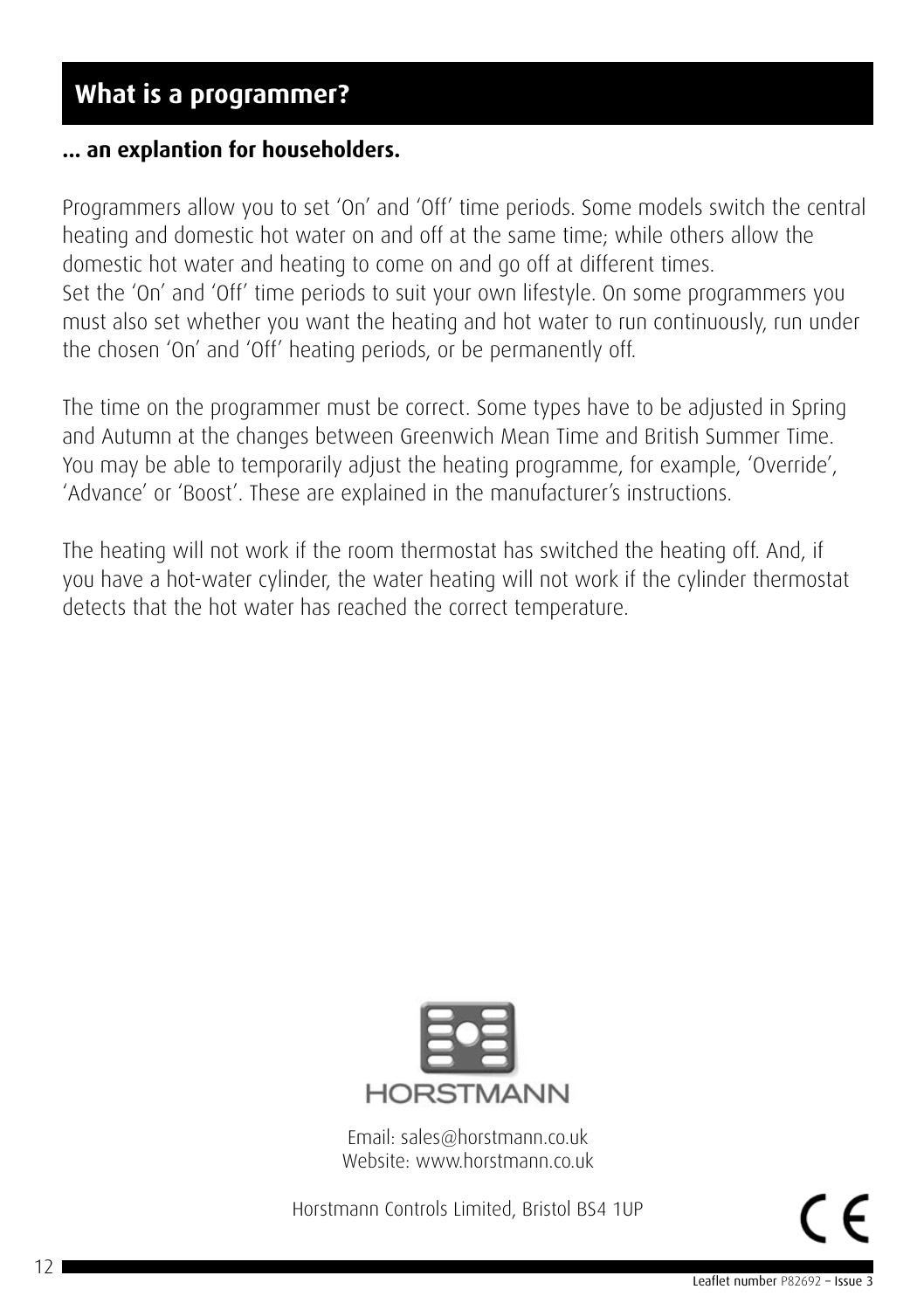## What is a programmer?

**... an explantion for householders.**

Programmers allow you to set 'On' and 'Off' time periods. Some models switch the central heating and domestic hot water on and off at the same time; while others allow the domestic hot water and heating to come on and go off at different times.
Set the 'On' and 'Off' time periods to suit your own lifestyle. On some programmers you must also set whether you want the heating and hot water to run continuously, run under the chosen 'On' and 'Off' heating periods, or be permanently off.

The time on the programmer must be correct. Some types have to be adjusted in Spring and Autumn at the changes between Greenwich Mean Time and British Summer Time. You may be able to temporarily adjust the heating programme, for example, 'Override', 'Advance' or 'Boost'. These are explained in the manufacturer's instructions.

The heating will not work if the room thermostat has switched the heating off. And, if you have a hot-water cylinder, the water heating will not work if the cylinder thermostat detects that the hot water has reached the correct temperature.

HORSTMANN

Email: sales@horstmann.co.uk
Website: www.horstmann.co.uk

Horstmann Controls Limited, Bristol BS4 1UP

CE

Leaflet number P82692 – Issue 3